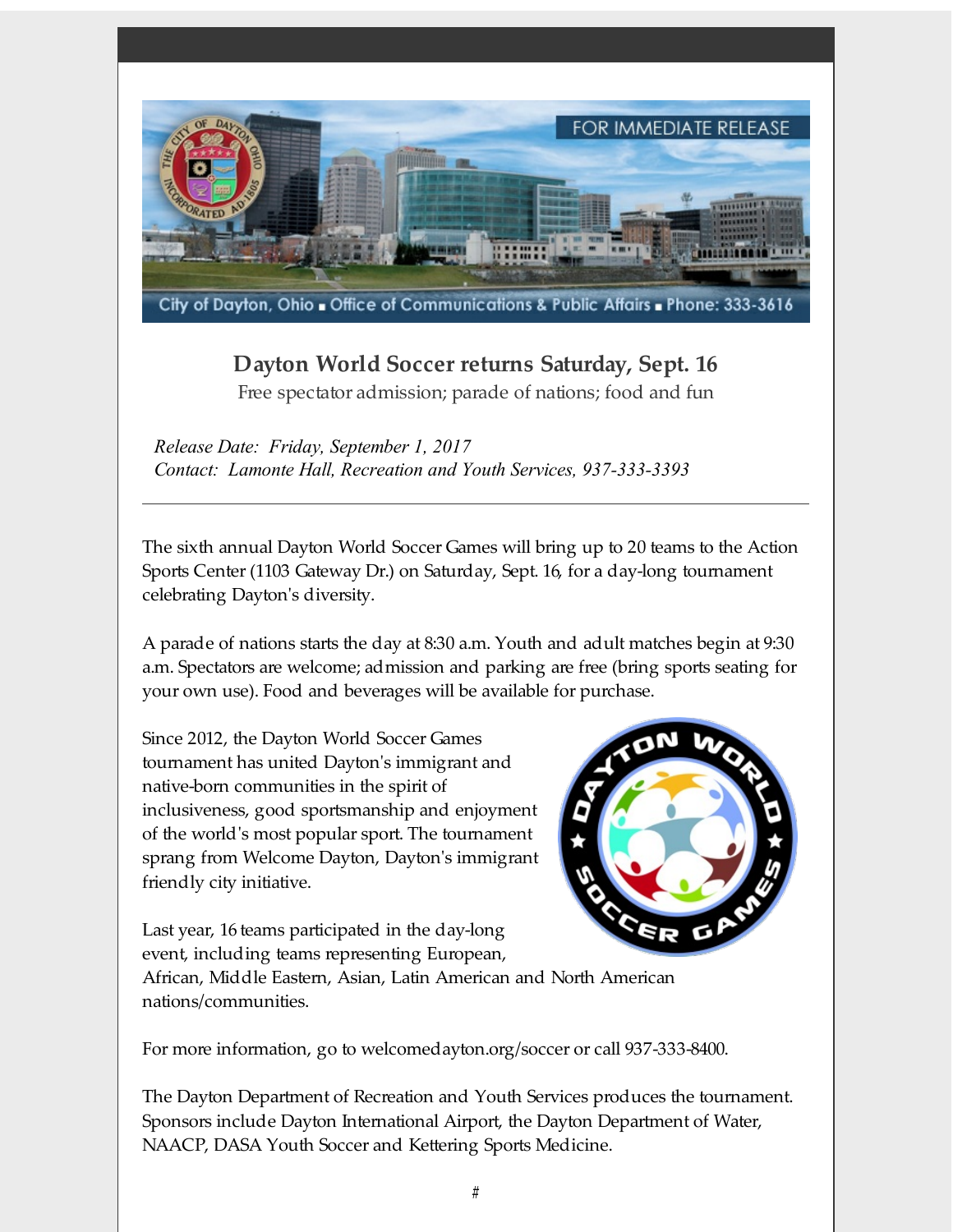FOR IMMEDIATE RELEASE

City of Dayton, Ohio ▪ Office of Communications & Public Affairs ▪ Phone: 333-3616

## Dayton World Soccer returns Saturday, Sept. 16

Free spectator admission; parade of nations; food and fun

*Release Date: Friday, September 1, 2017*
*Contact: Lamonte Hall, Recreation and Youth Services, 937-333-3393*

---

The sixth annual Dayton World Soccer Games will bring up to 20 teams to the Action Sports Center (1103 Gateway Dr.) on Saturday, Sept. 16, for a day-long tournament celebrating Dayton's diversity.

A parade of nations starts the day at 8:30 a.m. Youth and adult matches begin at 9:30 a.m. Spectators are welcome; admission and parking are free (bring sports seating for your own use). Food and beverages will be available for purchase.

Since 2012, the Dayton World Soccer Games tournament has united Dayton's immigrant and native-born communities in the spirit of inclusiveness, good sportsmanship and enjoyment of the world's most popular sport. The tournament sprang from Welcome Dayton, Dayton's immigrant friendly city initiative.

Last year, 16 teams participated in the day-long event, including teams representing European, African, Middle Eastern, Asian, Latin American and North American nations/communities.

For more information, go to welcomedayton.org/soccer or call 937-333-8400.

The Dayton Department of Recreation and Youth Services produces the tournament. Sponsors include Dayton International Airport, the Dayton Department of Water, NAACP, DASA Youth Soccer and Kettering Sports Medicine.

#